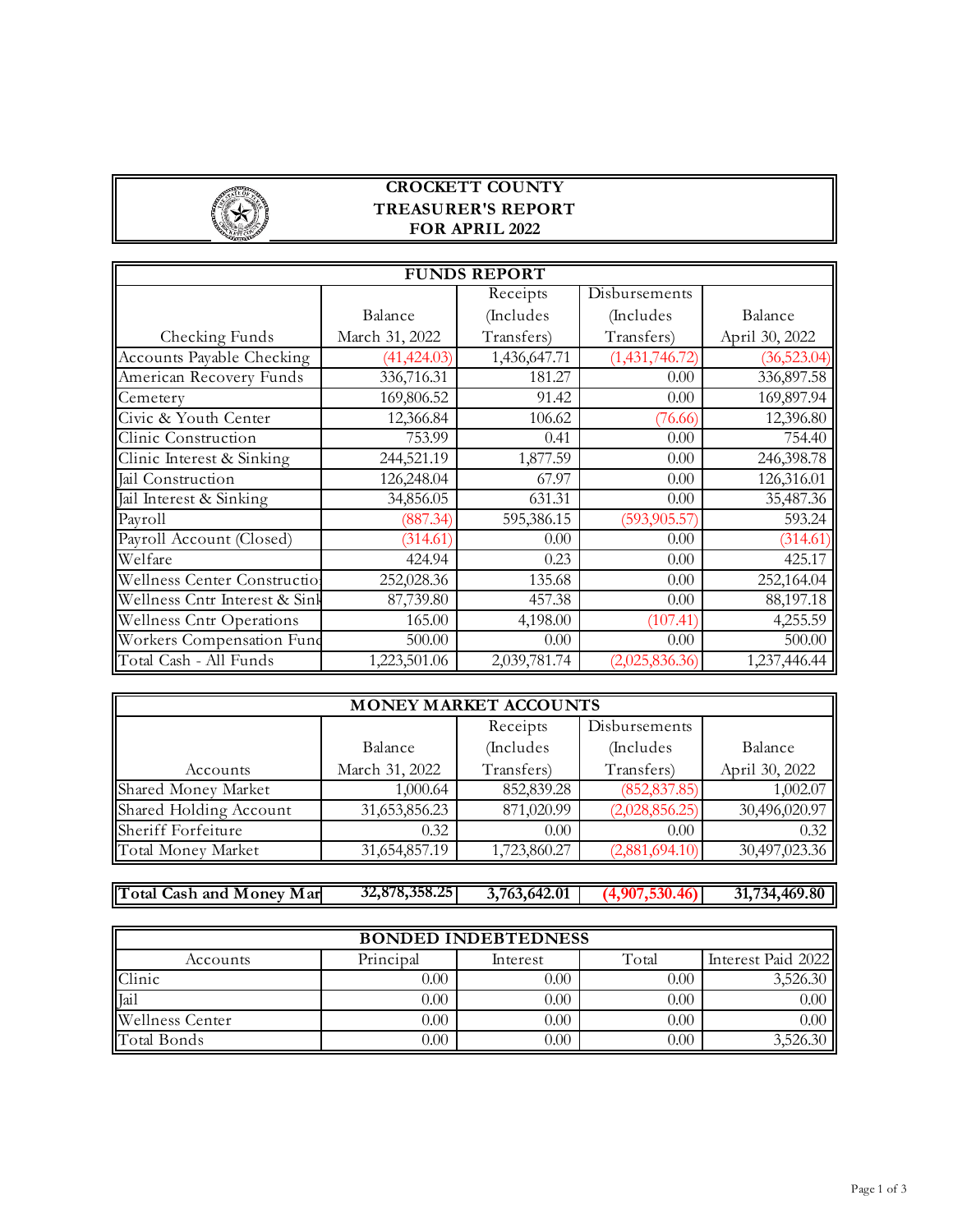# CROCKETT COUNTY
## TREASURER'S REPORT
## FOR APRIL 2022

| FUNDS REPORT | | | | |
|---|---|---|---|---|
| Checking Funds | Balance March 31, 2022 | Receipts (Includes Transfers) | Disbursements (Includes Transfers) | Balance April 30, 2022 |
| Accounts Payable Checking | (41,424.03) | 1,436,647.71 | (1,431,746.72) | (36,523.04) |
| American Recovery Funds | 336,716.31 | 181.27 | 0.00 | 336,897.58 |
| Cemetery | 169,806.52 | 91.42 | 0.00 | 169,897.94 |
| Civic & Youth Center | 12,366.84 | 106.62 | (76.66) | 12,396.80 |
| Clinic Construction | 753.99 | 0.41 | 0.00 | 754.40 |
| Clinic Interest & Sinking | 244,521.19 | 1,877.59 | 0.00 | 246,398.78 |
| Jail Construction | 126,248.04 | 67.97 | 0.00 | 126,316.01 |
| Jail Interest & Sinking | 34,856.05 | 631.31 | 0.00 | 35,487.36 |
| Payroll | (887.34) | 595,386.15 | (593,905.57) | 593.24 |
| Payroll Account (Closed) | (314.61) | 0.00 | 0.00 | (314.61) |
| Welfare | 424.94 | 0.23 | 0.00 | 425.17 |
| Wellness Center Constructio | 252,028.36 | 135.68 | 0.00 | 252,164.04 |
| Wellness Cntr Interest & Sink | 87,739.80 | 457.38 | 0.00 | 88,197.18 |
| Wellness Cntr Operations | 165.00 | 4,198.00 | (107.41) | 4,255.59 |
| Workers Compensation Fund | 500.00 | 0.00 | 0.00 | 500.00 |
| Total Cash - All Funds | 1,223,501.06 | 2,039,781.74 | (2,025,836.36) | 1,237,446.44 |

| MONEY MARKET ACCOUNTS | | | | |
|---|---|---|---|---|
| Accounts | Balance March 31, 2022 | Receipts (Includes Transfers) | Disbursements (Includes Transfers) | Balance April 30, 2022 |
| Shared Money Market | 1,000.64 | 852,839.28 | (852,837.85) | 1,002.07 |
| Shared Holding Account | 31,653,856.23 | 871,020.99 | (2,028,856.25) | 30,496,020.97 |
| Sheriff Forfeiture | 0.32 | 0.00 | 0.00 | 0.32 |
| Total Money Market | 31,654,857.19 | 1,723,860.27 | (2,881,694.10) | 30,497,023.36 |

| **Total Cash and Money Mar** | **32,878,358.25** | **3,763,642.01** | **(4,907,530.46)** | **31,734,469.80** |
|---|---|---|---|---|

| BONDED INDEBTEDNESS | | | | |
|---|---|---|---|---|
| Accounts | Principal | Interest | Total | Interest Paid 2022 |
| Clinic | 0.00 | 0.00 | 0.00 | 3,526.30 |
| Jail | 0.00 | 0.00 | 0.00 | 0.00 |
| Wellness Center | 0.00 | 0.00 | 0.00 | 0.00 |
| Total Bonds | 0.00 | 0.00 | 0.00 | 3,526.30 |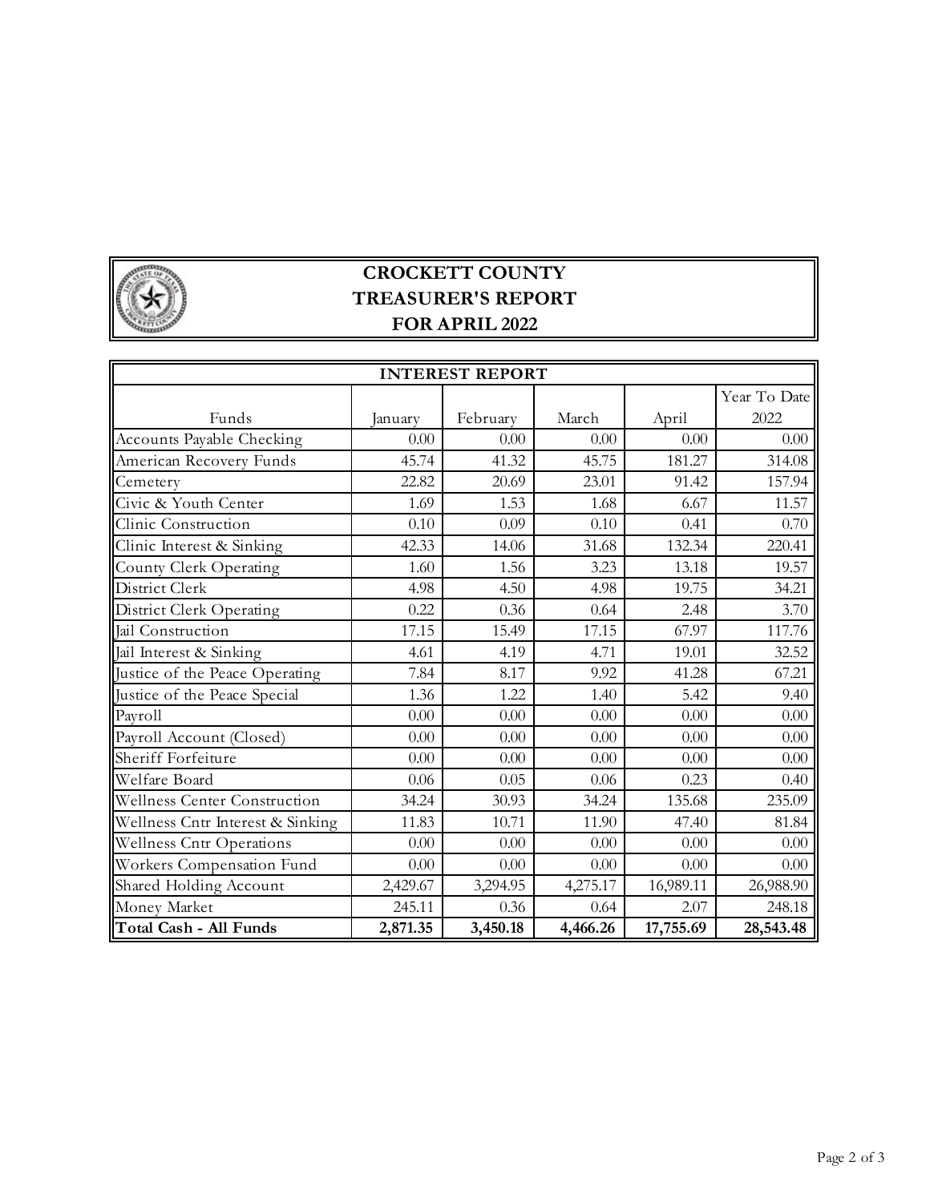# CROCKETT COUNTY
## TREASURER'S REPORT
## FOR APRIL 2022

| INTEREST REPORT | | | | | |
|---|---|---|---|---|---|
| Funds | January | February | March | April | Year To Date 2022 |
| Accounts Payable Checking | 0.00 | 0.00 | 0.00 | 0.00 | 0.00 |
| American Recovery Funds | 45.74 | 41.32 | 45.75 | 181.27 | 314.08 |
| Cemetery | 22.82 | 20.69 | 23.01 | 91.42 | 157.94 |
| Civic & Youth Center | 1.69 | 1.53 | 1.68 | 6.67 | 11.57 |
| Clinic Construction | 0.10 | 0.09 | 0.10 | 0.41 | 0.70 |
| Clinic Interest & Sinking | 42.33 | 14.06 | 31.68 | 132.34 | 220.41 |
| County Clerk Operating | 1.60 | 1.56 | 3.23 | 13.18 | 19.57 |
| District Clerk | 4.98 | 4.50 | 4.98 | 19.75 | 34.21 |
| District Clerk Operating | 0.22 | 0.36 | 0.64 | 2.48 | 3.70 |
| Jail Construction | 17.15 | 15.49 | 17.15 | 67.97 | 117.76 |
| Jail Interest & Sinking | 4.61 | 4.19 | 4.71 | 19.01 | 32.52 |
| Justice of the Peace Operating | 7.84 | 8.17 | 9.92 | 41.28 | 67.21 |
| Justice of the Peace Special | 1.36 | 1.22 | 1.40 | 5.42 | 9.40 |
| Payroll | 0.00 | 0.00 | 0.00 | 0.00 | 0.00 |
| Payroll Account (Closed) | 0.00 | 0.00 | 0.00 | 0.00 | 0.00 |
| Sheriff Forfeiture | 0.00 | 0.00 | 0.00 | 0.00 | 0.00 |
| Welfare Board | 0.06 | 0.05 | 0.06 | 0.23 | 0.40 |
| Wellness Center Construction | 34.24 | 30.93 | 34.24 | 135.68 | 235.09 |
| Wellness Cntr Interest & Sinking | 11.83 | 10.71 | 11.90 | 47.40 | 81.84 |
| Wellness Cntr Operations | 0.00 | 0.00 | 0.00 | 0.00 | 0.00 |
| Workers Compensation Fund | 0.00 | 0.00 | 0.00 | 0.00 | 0.00 |
| Shared Holding Account | 2,429.67 | 3,294.95 | 4,275.17 | 16,989.11 | 26,988.90 |
| Money Market | 245.11 | 0.36 | 0.64 | 2.07 | 248.18 |
| **Total Cash - All Funds** | **2,871.35** | **3,450.18** | **4,466.26** | **17,755.69** | **28,543.48** |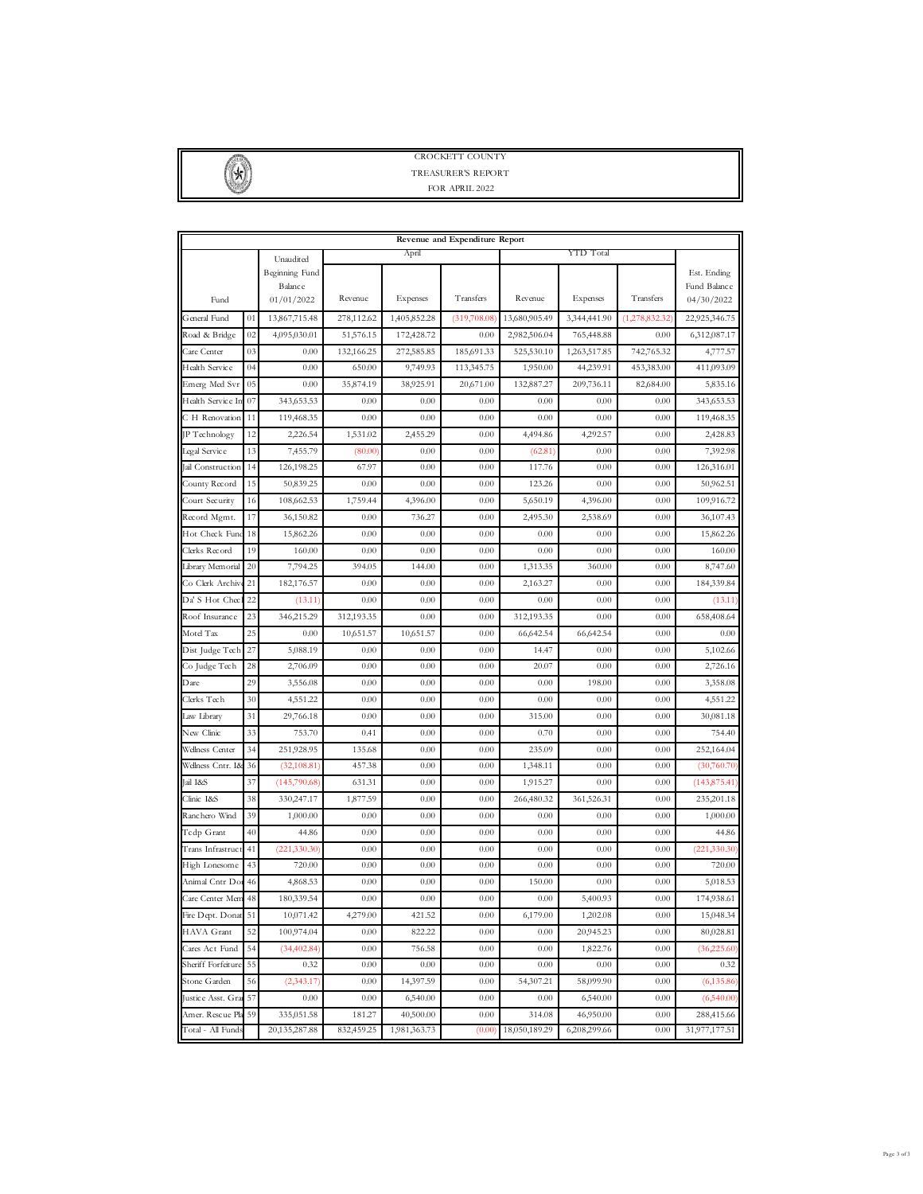CROCKETT COUNTY

TREASURER'S REPORT

FOR APRIL 2022

| Revenue and Expenditure Report | | | | | | | | | | |
|---|---|---|---|---|---|---|---|---|---|---|
| | | Unaudited | April | | | YTD Total | | | | |
| Fund | | Beginning Fund Balance 01/01/2022 | Revenue | Expenses | Transfers | Revenue | Expenses | Transfers | Est. Ending Fund Balance 04/30/2022 |
| General Fund | 01 | 13,867,715.48 | 278,112.62 | 1,405,852.28 | (319,708.08) | 13,680,905.49 | 3,344,441.90 | (1,278,832.32) | 22,925,346.75 |
| Road & Bridge | 02 | 4,095,030.01 | 51,576.15 | 172,428.72 | 0.00 | 2,982,506.04 | 765,448.88 | 0.00 | 6,312,087.17 |
| Care Center | 03 | 0.00 | 132,166.25 | 272,585.85 | 185,691.33 | 525,530.10 | 1,263,517.85 | 742,765.32 | 4,777.57 |
| Health Service | 04 | 0.00 | 650.00 | 9,749.93 | 113,345.75 | 1,950.00 | 44,239.91 | 453,383.00 | 411,093.09 |
| Emerg Med Svr | 05 | 0.00 | 35,874.19 | 38,925.91 | 20,671.00 | 132,887.27 | 209,736.11 | 82,684.00 | 5,835.16 |
| Health Service In | 07 | 343,653.53 | 0.00 | 0.00 | 0.00 | 0.00 | 0.00 | 0.00 | 343,653.53 |
| C H Renovation | 11 | 119,468.35 | 0.00 | 0.00 | 0.00 | 0.00 | 0.00 | 0.00 | 119,468.35 |
| JP Technology | 12 | 2,226.54 | 1,531.02 | 2,455.29 | 0.00 | 4,494.86 | 4,292.57 | 0.00 | 2,428.83 |
| Legal Service | 13 | 7,455.79 | (80.00) | 0.00 | 0.00 | (62.81) | 0.00 | 0.00 | 7,392.98 |
| Jail Construction | 14 | 126,198.25 | 67.97 | 0.00 | 0.00 | 117.76 | 0.00 | 0.00 | 126,316.01 |
| County Record | 15 | 50,839.25 | 0.00 | 0.00 | 0.00 | 123.26 | 0.00 | 0.00 | 50,962.51 |
| Court Security | 16 | 108,662.53 | 1,759.44 | 4,396.00 | 0.00 | 5,650.19 | 4,396.00 | 0.00 | 109,916.72 |
| Record Mgmt. | 17 | 36,150.82 | 0.00 | 736.27 | 0.00 | 2,495.30 | 2,538.69 | 0.00 | 36,107.43 |
| Hot Check Fund | 18 | 15,862.26 | 0.00 | 0.00 | 0.00 | 0.00 | 0.00 | 0.00 | 15,862.26 |
| Clerks Record | 19 | 160.00 | 0.00 | 0.00 | 0.00 | 0.00 | 0.00 | 0.00 | 160.00 |
| Library Memorial | 20 | 7,794.25 | 394.05 | 144.00 | 0.00 | 1,313.35 | 360.00 | 0.00 | 8,747.60 |
| Co Clerk Archive | 21 | 182,176.57 | 0.00 | 0.00 | 0.00 | 2,163.27 | 0.00 | 0.00 | 184,339.84 |
| Da' S Hot Check | 22 | (13.11) | 0.00 | 0.00 | 0.00 | 0.00 | 0.00 | 0.00 | (13.11) |
| Roof Insurance | 23 | 346,215.29 | 312,193.35 | 0.00 | 0.00 | 312,193.35 | 0.00 | 0.00 | 658,408.64 |
| Motel Tax | 25 | 0.00 | 10,651.57 | 10,651.57 | 0.00 | 66,642.54 | 66,642.54 | 0.00 | 0.00 |
| Dist Judge Tech | 27 | 5,088.19 | 0.00 | 0.00 | 0.00 | 14.47 | 0.00 | 0.00 | 5,102.66 |
| Co Judge Tech | 28 | 2,706.09 | 0.00 | 0.00 | 0.00 | 20.07 | 0.00 | 0.00 | 2,726.16 |
| Dare | 29 | 3,556.08 | 0.00 | 0.00 | 0.00 | 0.00 | 198.00 | 0.00 | 3,358.08 |
| Clerks Tech | 30 | 4,551.22 | 0.00 | 0.00 | 0.00 | 0.00 | 0.00 | 0.00 | 4,551.22 |
| Law Library | 31 | 29,766.18 | 0.00 | 0.00 | 0.00 | 315.00 | 0.00 | 0.00 | 30,081.18 |
| New Clinic | 33 | 753.70 | 0.41 | 0.00 | 0.00 | 0.70 | 0.00 | 0.00 | 754.40 |
| Wellness Center | 34 | 251,928.95 | 135.68 | 0.00 | 0.00 | 235.09 | 0.00 | 0.00 | 252,164.04 |
| Wellness Cntr. I& | 36 | (32,108.81) | 457.38 | 0.00 | 0.00 | 1,348.11 | 0.00 | 0.00 | (30,760.70) |
| Jail I&S | 37 | (145,790.68) | 631.31 | 0.00 | 0.00 | 1,915.27 | 0.00 | 0.00 | (143,875.41) |
| Clinic I&S | 38 | 330,247.17 | 1,877.59 | 0.00 | 0.00 | 266,480.32 | 361,526.31 | 0.00 | 235,201.18 |
| Ranchero Wind | 39 | 1,000.00 | 0.00 | 0.00 | 0.00 | 0.00 | 0.00 | 0.00 | 1,000.00 |
| Tcdp Grant | 40 | 44.86 | 0.00 | 0.00 | 0.00 | 0.00 | 0.00 | 0.00 | 44.86 |
| Trans Infrastruct | 41 | (221,330.30) | 0.00 | 0.00 | 0.00 | 0.00 | 0.00 | 0.00 | (221,330.30) |
| High Lonesome | 43 | 720.00 | 0.00 | 0.00 | 0.00 | 0.00 | 0.00 | 0.00 | 720.00 |
| Animal Cntr Don | 46 | 4,868.53 | 0.00 | 0.00 | 0.00 | 150.00 | 0.00 | 0.00 | 5,018.53 |
| Care Center Mem | 48 | 180,339.54 | 0.00 | 0.00 | 0.00 | 0.00 | 5,400.93 | 0.00 | 174,938.61 |
| Fire Dept. Donat | 51 | 10,071.42 | 4,279.00 | 421.52 | 0.00 | 6,179.00 | 1,202.08 | 0.00 | 15,048.34 |
| HAVA Grant | 52 | 100,974.04 | 0.00 | 822.22 | 0.00 | 0.00 | 20,945.23 | 0.00 | 80,028.81 |
| Cares Act Fund | 54 | (34,402.84) | 0.00 | 756.58 | 0.00 | 0.00 | 1,822.76 | 0.00 | (36,225.60) |
| Sheriff Forfeiture | 55 | 0.32 | 0.00 | 0.00 | 0.00 | 0.00 | 0.00 | 0.00 | 0.32 |
| Stone Garden | 56 | (2,343.17) | 0.00 | 14,397.59 | 0.00 | 54,307.21 | 58,099.90 | 0.00 | (6,135.86) |
| Justice Asst. Gra | 57 | 0.00 | 0.00 | 6,540.00 | 0.00 | 0.00 | 6,540.00 | 0.00 | (6,540.00) |
| Amer. Rescue Pla | 59 | 335,051.58 | 181.27 | 40,500.00 | 0.00 | 314.08 | 46,950.00 | 0.00 | 288,415.66 |
| Total - All Funds | | 20,135,287.88 | 832,459.25 | 1,981,363.73 | (0.00) | 18,050,189.29 | 6,208,299.66 | 0.00 | 31,977,177.51 |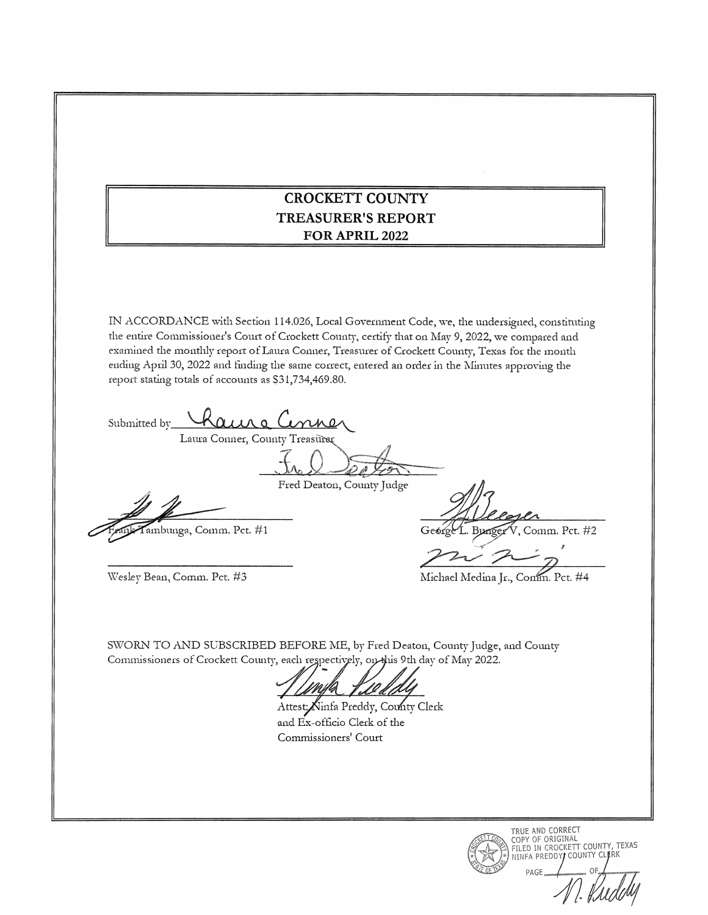# CROCKETT COUNTY
## TREASURER'S REPORT
### FOR APRIL 2022

IN ACCORDANCE with Section 114.026, Local Government Code, we, the undersigned, constituting the entire Commissioner's Court of Crockett County, certify that on May 9, 2022, we compared and examined the monthly report of Laura Conner, Treasurer of Crockett County, Texas for the month ending April 30, 2022 and finding the same correct, entered an order in the Minutes approving the report stating totals of accounts as $31,734,469.80.

Submitted by Laura Conner
Laura Conner, County Treasurer

Fred Deaton, County Judge

Frank Tambunga, Comm. Pct. #1

George L. Bunger V, Comm. Pct. #2

Wesley Bean, Comm. Pct. #3

Michael Medina Jr., Comm. Pct. #4

SWORN TO AND SUBSCRIBED BEFORE ME, by Fred Deaton, County Judge, and County Commissioners of Crockett County, each respectively, on this 9th day of May 2022.

Attest: Ninfa Preddy, County Clerk
and Ex-officio Clerk of the
Commissioners' Court

TRUE AND CORRECT
COPY OF ORIGINAL
FILED IN CROCKETT COUNTY, TEXAS
NINFA PREDDY, COUNTY CLERK
PAGE 1 OF